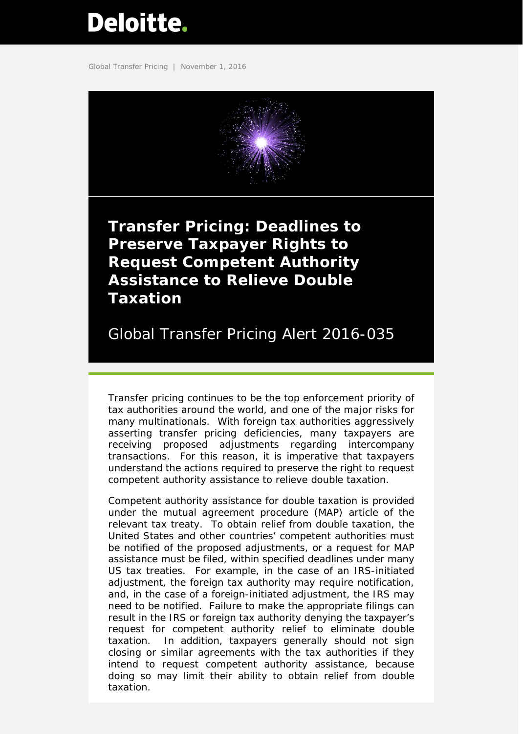Deloitte.

Global Transfer Pricing | November 1, 2016

# Transfer Pricing: Deadlines to Preserve Taxpayer Rights to Request Competent Authority Assistance to Relieve Double Taxation

## Global Transfer Pricing Alert 2016-035

Transfer pricing continues to be the top enforcement priority of tax authorities around the world, and one of the major risks for many multinationals. With foreign tax authorities aggressively asserting transfer pricing deficiencies, many taxpayers are receiving proposed adjustments regarding intercompany transactions. For this reason, it is imperative that taxpayers understand the actions required to preserve the right to request competent authority assistance to relieve double taxation.

Competent authority assistance for double taxation is provided under the mutual agreement procedure (MAP) article of the relevant tax treaty. To obtain relief from double taxation, the United States and other countries' competent authorities must be notified of the proposed adjustments, or a request for MAP assistance must be filed, within specified deadlines under many US tax treaties. For example, in the case of an IRS-initiated adjustment, the foreign tax authority may require notification, and, in the case of a foreign-initiated adjustment, the IRS may need to be notified. Failure to make the appropriate filings can result in the IRS or foreign tax authority denying the taxpayer's request for competent authority relief to eliminate double taxation. In addition, taxpayers generally should not sign closing or similar agreements with the tax authorities if they intend to request competent authority assistance, because doing so may limit their ability to obtain relief from double taxation.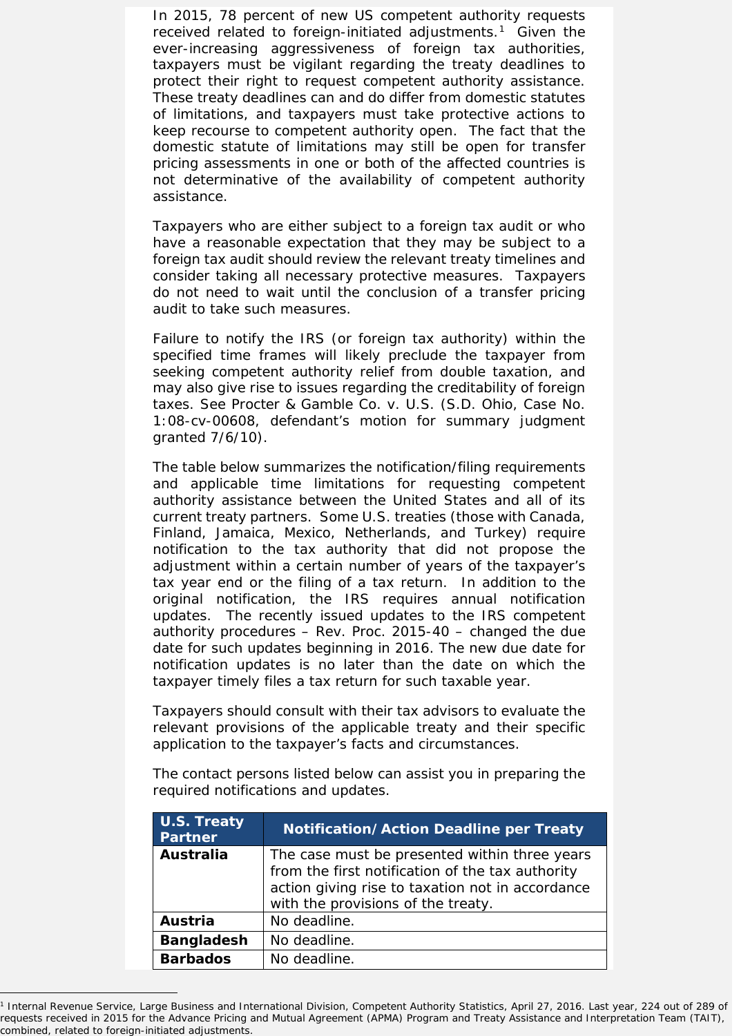In 2015, 78 percent of new US competent authority requests received related to foreign-initiated adjustments.[1] Given the ever-increasing aggressiveness of foreign tax authorities, taxpayers must be vigilant regarding the treaty deadlines to protect their right to request competent authority assistance. These treaty deadlines can and do differ from domestic statutes of limitations, and taxpayers must take protective actions to keep recourse to competent authority open. The fact that the domestic statute of limitations may still be open for transfer pricing assessments in one or both of the affected countries is not determinative of the availability of competent authority assistance.

Taxpayers who are either subject to a foreign tax audit or who have a reasonable expectation that they may be subject to a foreign tax audit should review the relevant treaty timelines and consider taking all necessary protective measures. Taxpayers do not need to wait until the conclusion of a transfer pricing audit to take such measures.

Failure to notify the IRS (or foreign tax authority) within the specified time frames will likely preclude the taxpayer from seeking competent authority relief from double taxation, and may also give rise to issues regarding the creditability of foreign taxes. See *Procter & Gamble Co. v. U.S.* (S.D. Ohio, Case No. 1:08-cv-00608, defendant's motion for summary judgment granted 7/6/10).

The table below summarizes the notification/filing requirements and applicable time limitations for requesting competent authority assistance between the United States and all of its current treaty partners. Some U.S. treaties (those with Canada, Finland, Jamaica, Mexico, Netherlands, and Turkey) require notification to the tax authority that did not propose the adjustment within a certain number of years of the taxpayer's tax year end or the filing of a tax return. In addition to the original notification, the IRS requires annual notification updates. The recently issued updates to the IRS competent authority procedures – Rev. Proc. 2015-40 – changed the due date for such updates beginning in 2016. The new due date for notification updates is no later than the date on which the taxpayer timely files a tax return for such taxable year.

Taxpayers should consult with their tax advisors to evaluate the relevant provisions of the applicable treaty and their specific application to the taxpayer's facts and circumstances.

The contact persons listed below can assist you in preparing the required notifications and updates.

| U.S. Treaty Partner | Notification/Action Deadline per Treaty |
|---|---|
| **Australia** | The case must be presented within three years from the first notification of the tax authority action giving rise to taxation not in accordance with the provisions of the treaty. |
| **Austria** | No deadline. |
| **Bangladesh** | No deadline. |
| **Barbados** | No deadline. |

[1] Internal Revenue Service, Large Business and International Division, Competent Authority Statistics, April 27, 2016. Last year, 224 out of 289 of requests received in 2015 for the Advance Pricing and Mutual Agreement (APMA) Program and Treaty Assistance and Interpretation Team (TAIT), combined, related to foreign-initiated adjustments.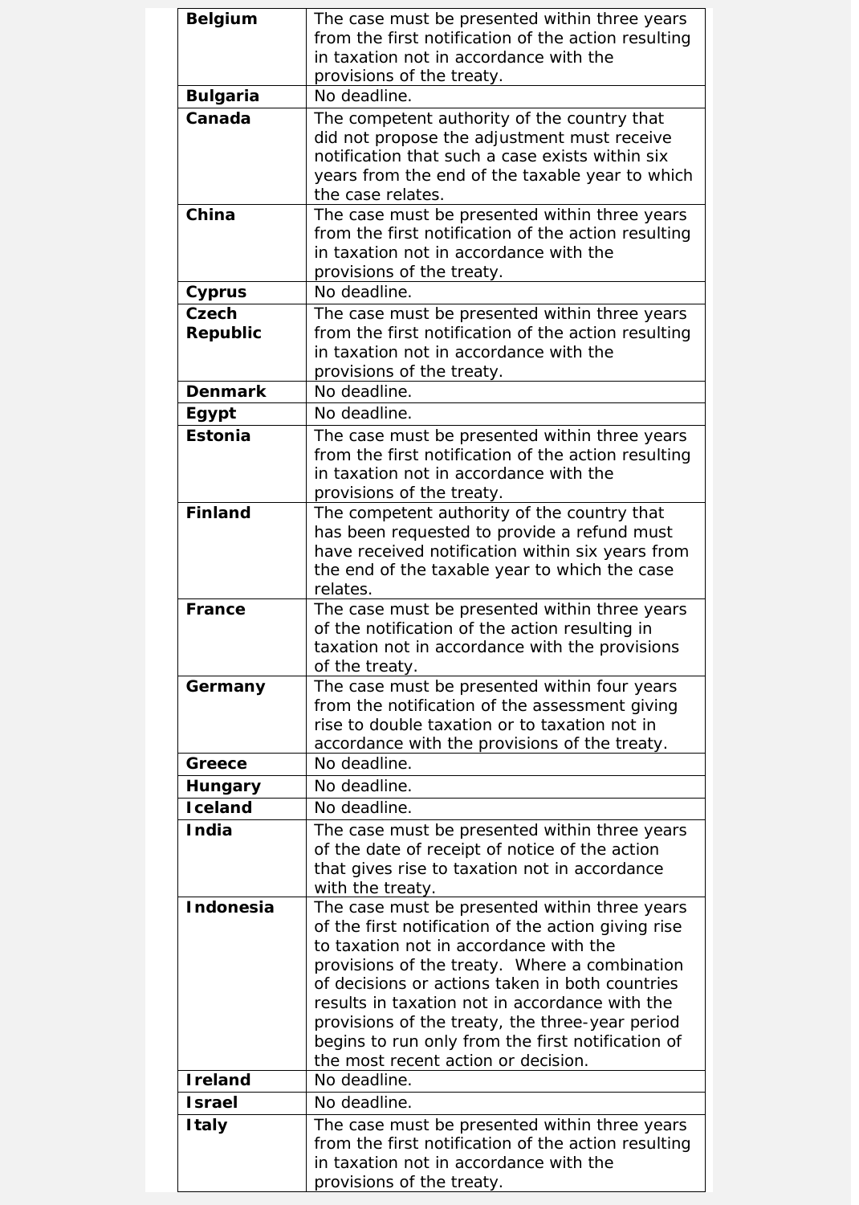| | |
|---|---|
| **Belgium** | The case must be presented within three years from the first notification of the action resulting in taxation not in accordance with the provisions of the treaty. |
| **Bulgaria** | No deadline. |
| **Canada** | The competent authority of the country that did not propose the adjustment must receive notification that such a case exists within six years from the end of the taxable year to which the case relates. |
| **China** | The case must be presented within three years from the first notification of the action resulting in taxation not in accordance with the provisions of the treaty. |
| **Cyprus** | No deadline. |
| **Czech Republic** | The case must be presented within three years from the first notification of the action resulting in taxation not in accordance with the provisions of the treaty. |
| **Denmark** | No deadline. |
| **Egypt** | No deadline. |
| **Estonia** | The case must be presented within three years from the first notification of the action resulting in taxation not in accordance with the provisions of the treaty. |
| **Finland** | The competent authority of the country that has been requested to provide a refund must have received notification within six years from the end of the taxable year to which the case relates. |
| **France** | The case must be presented within three years of the notification of the action resulting in taxation not in accordance with the provisions of the treaty. |
| **Germany** | The case must be presented within four years from the notification of the assessment giving rise to double taxation or to taxation not in accordance with the provisions of the treaty. |
| **Greece** | No deadline. |
| **Hungary** | No deadline. |
| **Iceland** | No deadline. |
| **India** | The case must be presented within three years of the date of receipt of notice of the action that gives rise to taxation not in accordance with the treaty. |
| **Indonesia** | The case must be presented within three years of the first notification of the action giving rise to taxation not in accordance with the provisions of the treaty. Where a combination of decisions or actions taken in both countries results in taxation not in accordance with the provisions of the treaty, the three-year period begins to run only from the first notification of the most recent action or decision. |
| **Ireland** | No deadline. |
| **Israel** | No deadline. |
| **Italy** | The case must be presented within three years from the first notification of the action resulting in taxation not in accordance with the provisions of the treaty. |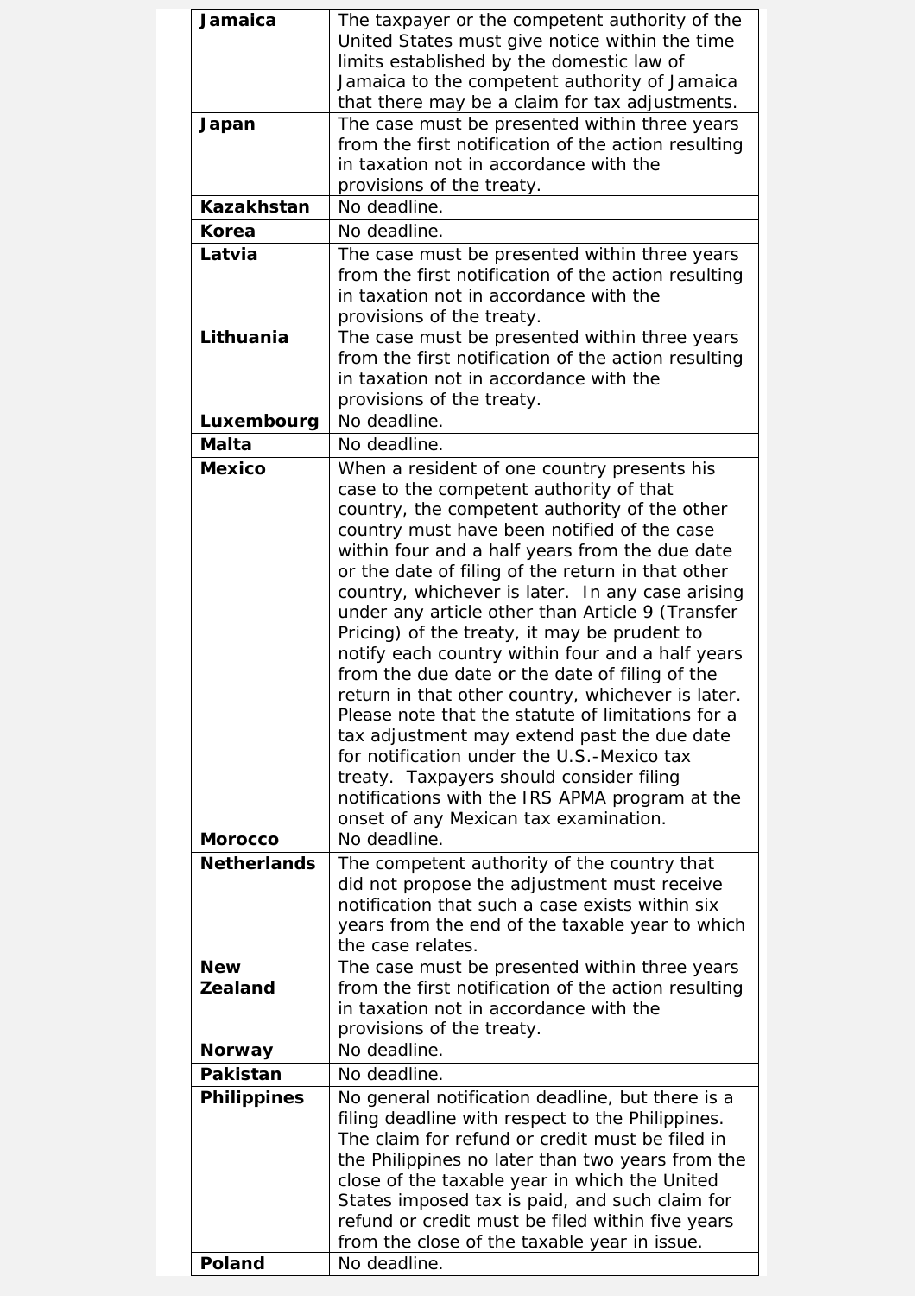| **Jamaica** | The taxpayer or the competent authority of the United States must give notice within the time limits established by the domestic law of Jamaica to the competent authority of Jamaica that there may be a claim for tax adjustments. |
|---|---|
| **Japan** | The case must be presented within three years from the first notification of the action resulting in taxation not in accordance with the provisions of the treaty. |
| **Kazakhstan** | No deadline. |
| **Korea** | No deadline. |
| **Latvia** | The case must be presented within three years from the first notification of the action resulting in taxation not in accordance with the provisions of the treaty. |
| **Lithuania** | The case must be presented within three years from the first notification of the action resulting in taxation not in accordance with the provisions of the treaty. |
| **Luxembourg** | No deadline. |
| **Malta** | No deadline. |
| **Mexico** | When a resident of one country presents his case to the competent authority of that country, the competent authority of the other country must have been notified of the case within four and a half years from the due date or the date of filing of the return in that other country, whichever is later. In any case arising under any article other than Article 9 (Transfer Pricing) of the treaty, it may be prudent to notify each country within four and a half years from the due date or the date of filing of the return in that other country, whichever is later. Please note that the statute of limitations for a tax adjustment may extend past the due date for notification under the U.S.-Mexico tax treaty. Taxpayers should consider filing notifications with the IRS APMA program at the onset of any Mexican tax examination. |
| **Morocco** | No deadline. |
| **Netherlands** | The competent authority of the country that did not propose the adjustment must receive notification that such a case exists within six years from the end of the taxable year to which the case relates. |
| **New Zealand** | The case must be presented within three years from the first notification of the action resulting in taxation not in accordance with the provisions of the treaty. |
| **Norway** | No deadline. |
| **Pakistan** | No deadline. |
| **Philippines** | No general notification deadline, but there is a filing deadline with respect to the Philippines. The claim for refund or credit must be filed in the Philippines no later than two years from the close of the taxable year in which the United States imposed tax is paid, and such claim for refund or credit must be filed within five years from the close of the taxable year in issue. |
| **Poland** | No deadline. |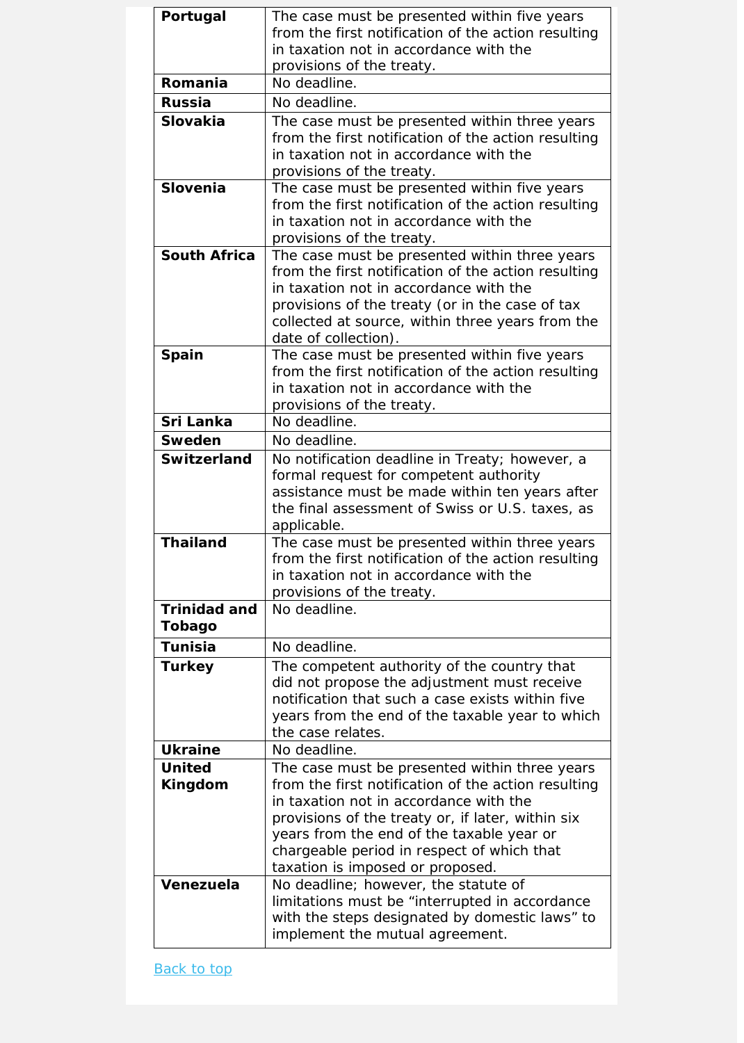| | |
|---|---|
| **Portugal** | The case must be presented within five years from the first notification of the action resulting in taxation not in accordance with the provisions of the treaty. |
| **Romania** | No deadline. |
| **Russia** | No deadline. |
| **Slovakia** | The case must be presented within three years from the first notification of the action resulting in taxation not in accordance with the provisions of the treaty. |
| **Slovenia** | The case must be presented within five years from the first notification of the action resulting in taxation not in accordance with the provisions of the treaty. |
| **South Africa** | The case must be presented within three years from the first notification of the action resulting in taxation not in accordance with the provisions of the treaty (or in the case of tax collected at source, within three years from the date of collection). |
| **Spain** | The case must be presented within five years from the first notification of the action resulting in taxation not in accordance with the provisions of the treaty. |
| **Sri Lanka** | No deadline. |
| **Sweden** | No deadline. |
| **Switzerland** | No notification deadline in Treaty; however, a formal request for competent authority assistance must be made within ten years after the final assessment of Swiss or U.S. taxes, as applicable. |
| **Thailand** | The case must be presented within three years from the first notification of the action resulting in taxation not in accordance with the provisions of the treaty. |
| **Trinidad and Tobago** | No deadline. |
| **Tunisia** | No deadline. |
| **Turkey** | The competent authority of the country that did not propose the adjustment must receive notification that such a case exists within five years from the end of the taxable year to which the case relates. |
| **Ukraine** | No deadline. |
| **United Kingdom** | The case must be presented within three years from the first notification of the action resulting in taxation not in accordance with the provisions of the treaty or, if later, within six years from the end of the taxable year or chargeable period in respect of which that taxation is imposed or proposed. |
| **Venezuela** | No deadline; however, the statute of limitations must be "interrupted in accordance with the steps designated by domestic laws" to implement the mutual agreement. |

Back to top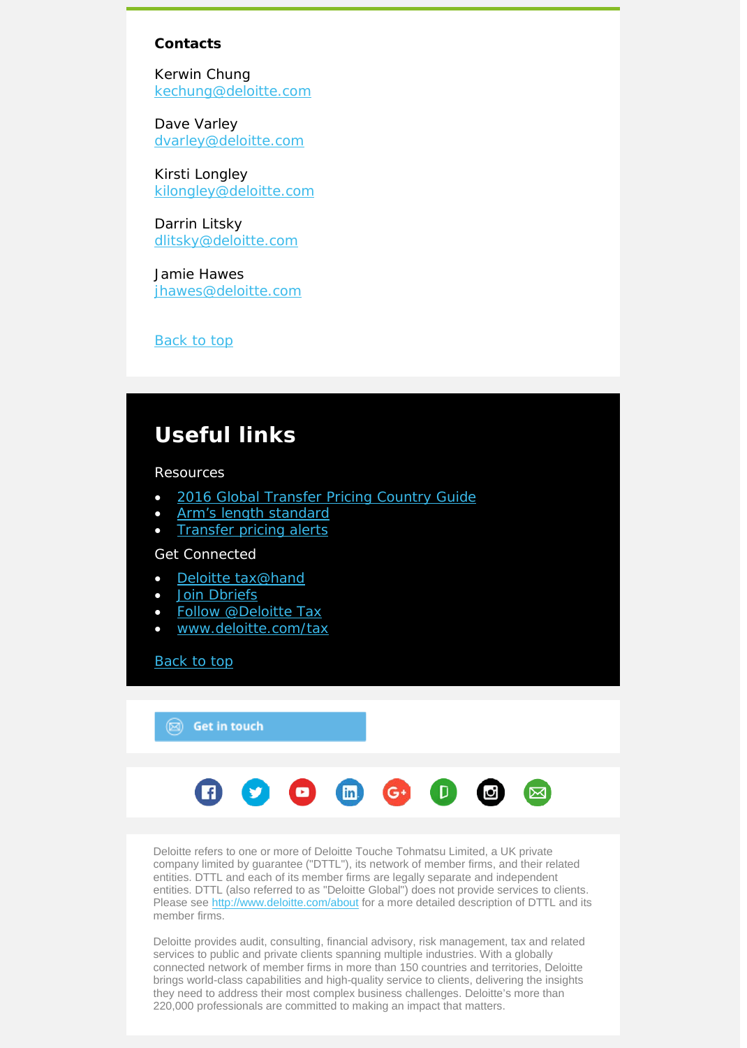**Contacts**

Kerwin Chung
kechung@deloitte.com

Dave Varley
dvarley@deloitte.com

Kirsti Longley
kilongley@deloitte.com

Darrin Litsky
dlitsky@deloitte.com

Jamie Hawes
jhawes@deloitte.com

Back to top

## Useful links

Resources

- 2016 Global Transfer Pricing Country Guide
- Arm's length standard
- Transfer pricing alerts

Get Connected

- Deloitte tax@hand
- Join Dbriefs
- Follow @Deloitte Tax
- www.deloitte.com/tax

Back to top

Get in touch

Deloitte refers to one or more of Deloitte Touche Tohmatsu Limited, a UK private company limited by guarantee ("DTTL"), its network of member firms, and their related entities. DTTL and each of its member firms are legally separate and independent entities. DTTL (also referred to as "Deloitte Global") does not provide services to clients. Please see http://www.deloitte.com/about for a more detailed description of DTTL and its member firms.

Deloitte provides audit, consulting, financial advisory, risk management, tax and related services to public and private clients spanning multiple industries. With a globally connected network of member firms in more than 150 countries and territories, Deloitte brings world-class capabilities and high-quality service to clients, delivering the insights they need to address their most complex business challenges. Deloitte's more than 220,000 professionals are committed to making an impact that matters.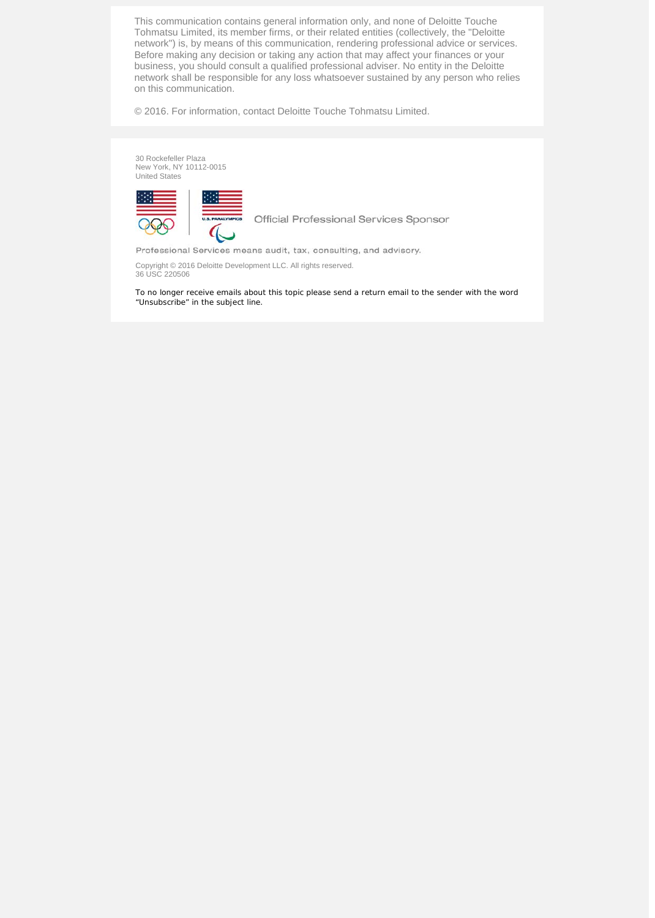This communication contains general information only, and none of Deloitte Touche Tohmatsu Limited, its member firms, or their related entities (collectively, the "Deloitte network") is, by means of this communication, rendering professional advice or services. Before making any decision or taking any action that may affect your finances or your business, you should consult a qualified professional adviser. No entity in the Deloitte network shall be responsible for any loss whatsoever sustained by any person who relies on this communication.

© 2016. For information, contact Deloitte Touche Tohmatsu Limited.

30 Rockefeller Plaza
New York, NY 10112-0015
United States

U.S. PARALYMPICS

Official Professional Services Sponsor

Professional Services means audit, tax, consulting, and advisory.

Copyright © 2016 Deloitte Development LLC. All rights reserved.
36 USC 220506

To no longer receive emails about this topic please send a return email to the sender with the word "Unsubscribe" in the subject line.